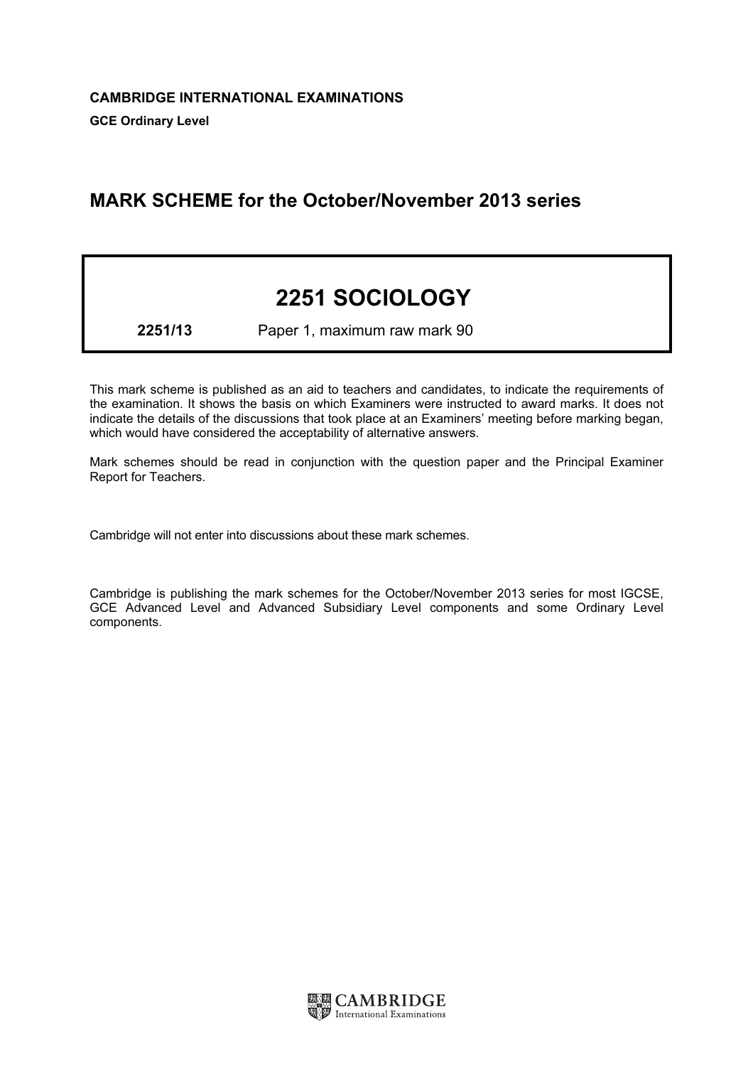**CAMBRIDGE INTERNATIONAL EXAMINATIONS**

**GCE Ordinary Level**

## MARK SCHEME for the October/November 2013 series

# 2251 SOCIOLOGY

**2251/13** Paper 1, maximum raw mark 90

This mark scheme is published as an aid to teachers and candidates, to indicate the requirements of the examination. It shows the basis on which Examiners were instructed to award marks. It does not indicate the details of the discussions that took place at an Examiners' meeting before marking began, which would have considered the acceptability of alternative answers.

Mark schemes should be read in conjunction with the question paper and the Principal Examiner Report for Teachers.

Cambridge will not enter into discussions about these mark schemes.

Cambridge is publishing the mark schemes for the October/November 2013 series for most IGCSE, GCE Advanced Level and Advanced Subsidiary Level components and some Ordinary Level components.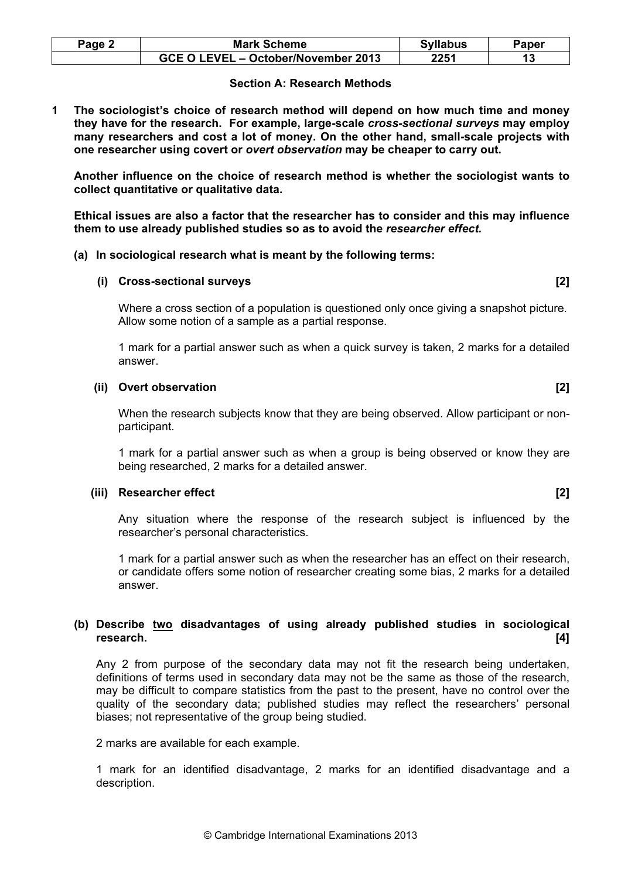## Section A: Research Methods

**1 The sociologist's choice of research method will depend on how much time and money they have for the research. For example, large-scale *cross-sectional surveys* may employ many researchers and cost a lot of money. On the other hand, small-scale projects with one researcher using covert or *overt observation* may be cheaper to carry out.**

**Another influence on the choice of research method is whether the sociologist wants to collect quantitative or qualitative data.**

**Ethical issues are also a factor that the researcher has to consider and this may influence them to use already published studies so as to avoid the *researcher effect.***

**(a) In sociological research what is meant by the following terms:**

**(i) Cross-sectional surveys [2]**

Where a cross section of a population is questioned only once giving a snapshot picture. Allow some notion of a sample as a partial response.

1 mark for a partial answer such as when a quick survey is taken, 2 marks for a detailed answer.

**(ii) Overt observation [2]**

When the research subjects know that they are being observed. Allow participant or non-participant.

1 mark for a partial answer such as when a group is being observed or know they are being researched, 2 marks for a detailed answer.

**(iii) Researcher effect [2]**

Any situation where the response of the research subject is influenced by the researcher's personal characteristics.

1 mark for a partial answer such as when the researcher has an effect on their research, or candidate offers some notion of researcher creating some bias, 2 marks for a detailed answer.

**(b) Describe two disadvantages of using already published studies in sociological research. [4]**

Any 2 from purpose of the secondary data may not fit the research being undertaken, definitions of terms used in secondary data may not be the same as those of the research, may be difficult to compare statistics from the past to the present, have no control over the quality of the secondary data; published studies may reflect the researchers' personal biases; not representative of the group being studied.

2 marks are available for each example.

1 mark for an identified disadvantage, 2 marks for an identified disadvantage and a description.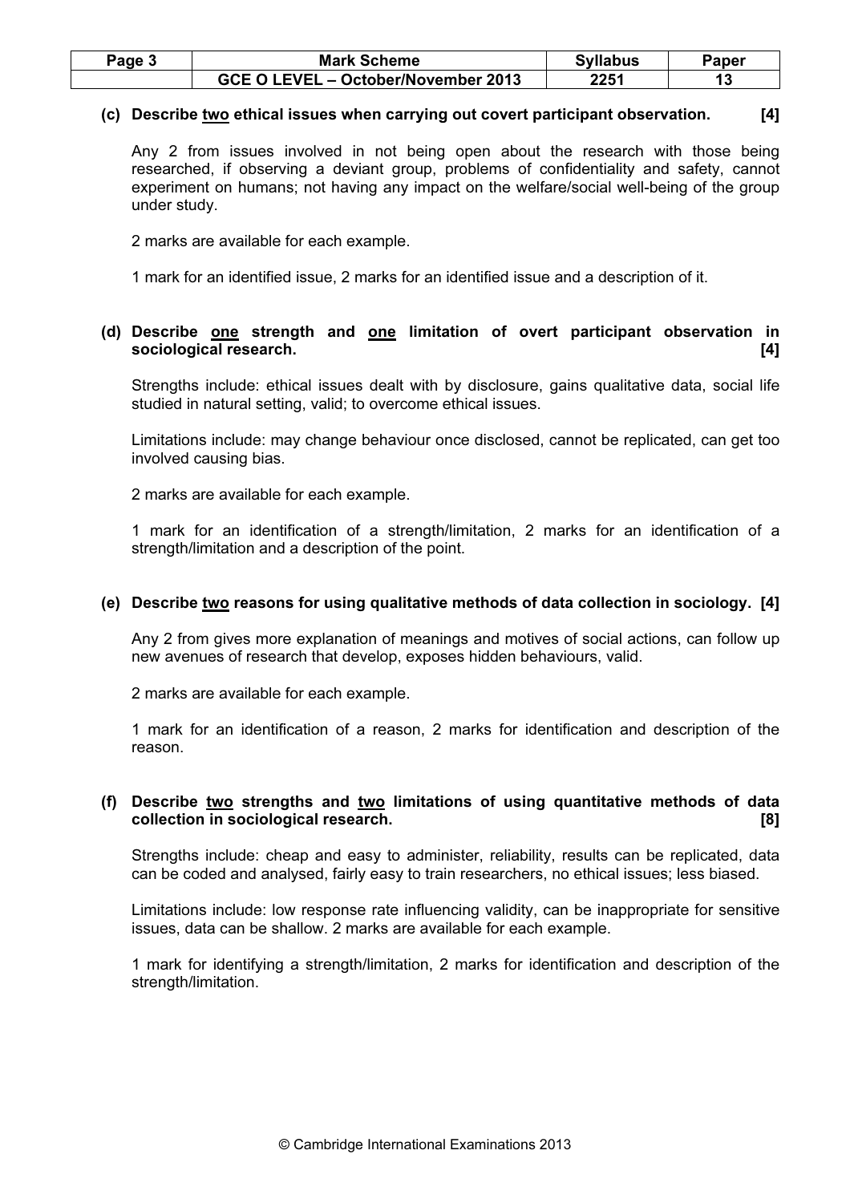**(c) Describe <u>two</u> ethical issues when carrying out covert participant observation. [4]**

Any 2 from issues involved in not being open about the research with those being researched, if observing a deviant group, problems of confidentiality and safety, cannot experiment on humans; not having any impact on the welfare/social well-being of the group under study.

2 marks are available for each example.

1 mark for an identified issue, 2 marks for an identified issue and a description of it.

**(d) Describe <u>one</u> strength and <u>one</u> limitation of overt participant observation in sociological research. [4]**

Strengths include: ethical issues dealt with by disclosure, gains qualitative data, social life studied in natural setting, valid; to overcome ethical issues.

Limitations include: may change behaviour once disclosed, cannot be replicated, can get too involved causing bias.

2 marks are available for each example.

1 mark for an identification of a strength/limitation, 2 marks for an identification of a strength/limitation and a description of the point.

**(e) Describe <u>two</u> reasons for using qualitative methods of data collection in sociology. [4]**

Any 2 from gives more explanation of meanings and motives of social actions, can follow up new avenues of research that develop, exposes hidden behaviours, valid.

2 marks are available for each example.

1 mark for an identification of a reason, 2 marks for identification and description of the reason.

**(f) Describe <u>two</u> strengths and <u>two</u> limitations of using quantitative methods of data collection in sociological research. [8]**

Strengths include: cheap and easy to administer, reliability, results can be replicated, data can be coded and analysed, fairly easy to train researchers, no ethical issues; less biased.

Limitations include: low response rate influencing validity, can be inappropriate for sensitive issues, data can be shallow. 2 marks are available for each example.

1 mark for identifying a strength/limitation, 2 marks for identification and description of the strength/limitation.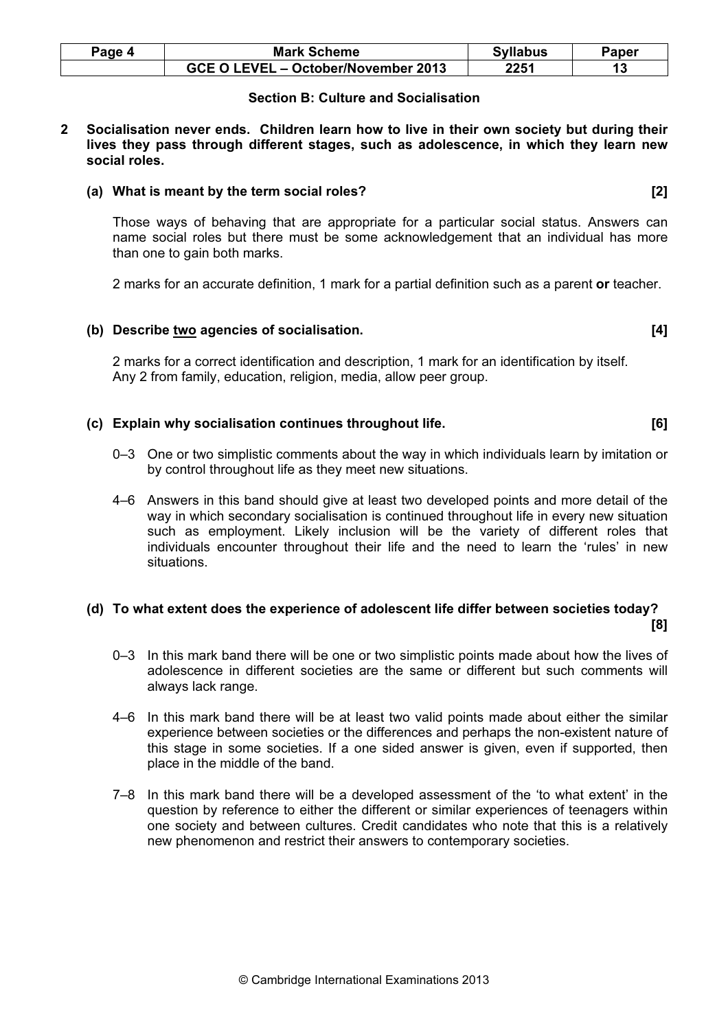## Section B: Culture and Socialisation

**2 Socialisation never ends. Children learn how to live in their own society but during their lives they pass through different stages, such as adolescence, in which they learn new social roles.**

**(a) What is meant by the term social roles? [2]**

Those ways of behaving that are appropriate for a particular social status. Answers can name social roles but there must be some acknowledgement that an individual has more than one to gain both marks.

2 marks for an accurate definition, 1 mark for a partial definition such as a parent **or** teacher.

**(b) Describe two agencies of socialisation. [4]**

2 marks for a correct identification and description, 1 mark for an identification by itself.
Any 2 from family, education, religion, media, allow peer group.

**(c) Explain why socialisation continues throughout life. [6]**

0–3 One or two simplistic comments about the way in which individuals learn by imitation or by control throughout life as they meet new situations.

4–6 Answers in this band should give at least two developed points and more detail of the way in which secondary socialisation is continued throughout life in every new situation such as employment. Likely inclusion will be the variety of different roles that individuals encounter throughout their life and the need to learn the 'rules' in new situations.

**(d) To what extent does the experience of adolescent life differ between societies today? [8]**

0–3 In this mark band there will be one or two simplistic points made about how the lives of adolescence in different societies are the same or different but such comments will always lack range.

4–6 In this mark band there will be at least two valid points made about either the similar experience between societies or the differences and perhaps the non-existent nature of this stage in some societies. If a one sided answer is given, even if supported, then place in the middle of the band.

7–8 In this mark band there will be a developed assessment of the 'to what extent' in the question by reference to either the different or similar experiences of teenagers within one society and between cultures. Credit candidates who note that this is a relatively new phenomenon and restrict their answers to contemporary societies.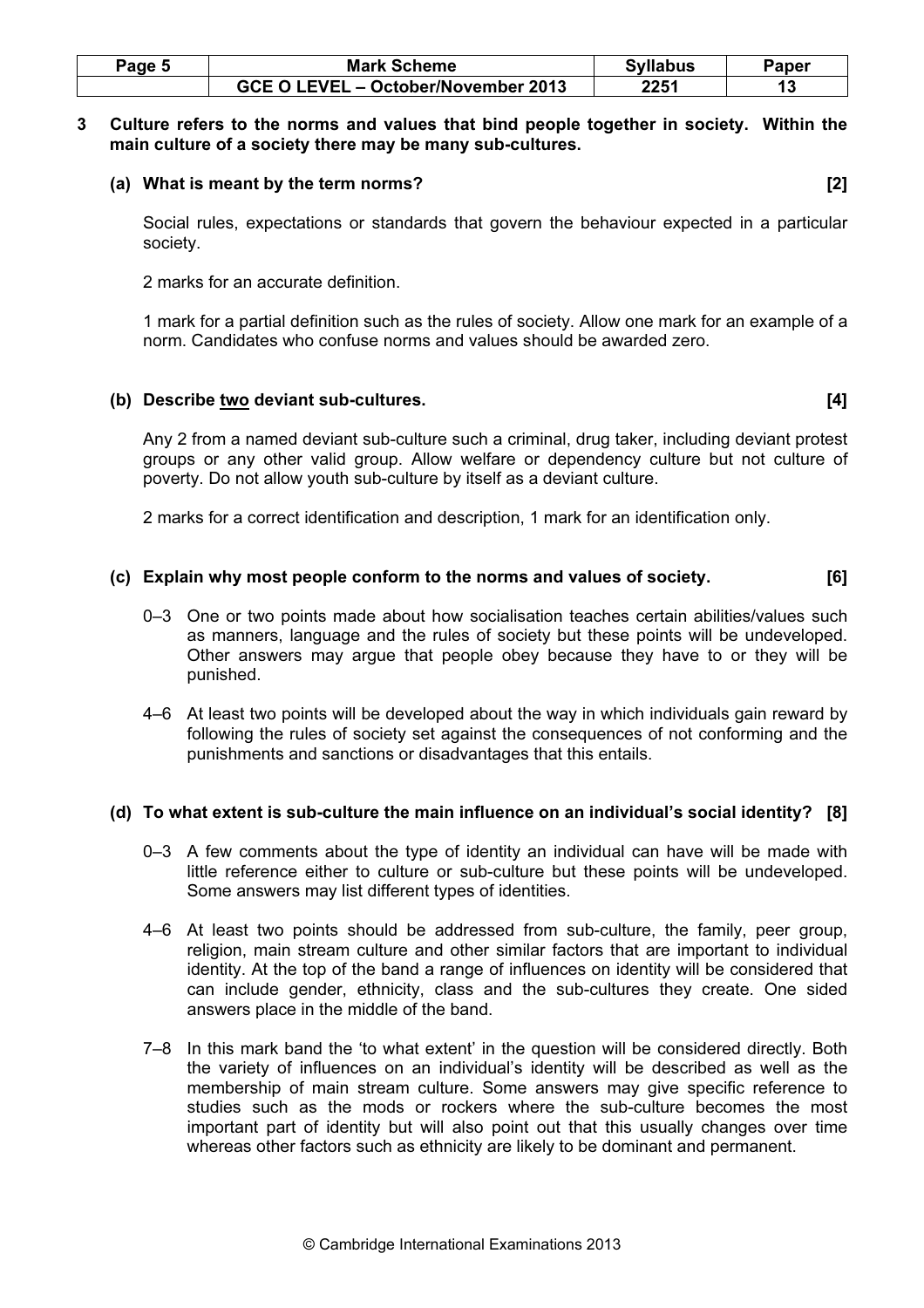**3 Culture refers to the norms and values that bind people together in society. Within the main culture of a society there may be many sub-cultures.**

**(a) What is meant by the term norms? [2]**

Social rules, expectations or standards that govern the behaviour expected in a particular society.

2 marks for an accurate definition.

1 mark for a partial definition such as the rules of society. Allow one mark for an example of a norm. Candidates who confuse norms and values should be awarded zero.

**(b) Describe two deviant sub-cultures. [4]**

Any 2 from a named deviant sub-culture such a criminal, drug taker, including deviant protest groups or any other valid group. Allow welfare or dependency culture but not culture of poverty. Do not allow youth sub-culture by itself as a deviant culture.

2 marks for a correct identification and description, 1 mark for an identification only.

**(c) Explain why most people conform to the norms and values of society. [6]**

0–3 One or two points made about how socialisation teaches certain abilities/values such as manners, language and the rules of society but these points will be undeveloped. Other answers may argue that people obey because they have to or they will be punished.

4–6 At least two points will be developed about the way in which individuals gain reward by following the rules of society set against the consequences of not conforming and the punishments and sanctions or disadvantages that this entails.

**(d) To what extent is sub-culture the main influence on an individual's social identity? [8]**

0–3 A few comments about the type of identity an individual can have will be made with little reference either to culture or sub-culture but these points will be undeveloped. Some answers may list different types of identities.

4–6 At least two points should be addressed from sub-culture, the family, peer group, religion, main stream culture and other similar factors that are important to individual identity. At the top of the band a range of influences on identity will be considered that can include gender, ethnicity, class and the sub-cultures they create. One sided answers place in the middle of the band.

7–8 In this mark band the 'to what extent' in the question will be considered directly. Both the variety of influences on an individual's identity will be described as well as the membership of main stream culture. Some answers may give specific reference to studies such as the mods or rockers where the sub-culture becomes the most important part of identity but will also point out that this usually changes over time whereas other factors such as ethnicity are likely to be dominant and permanent.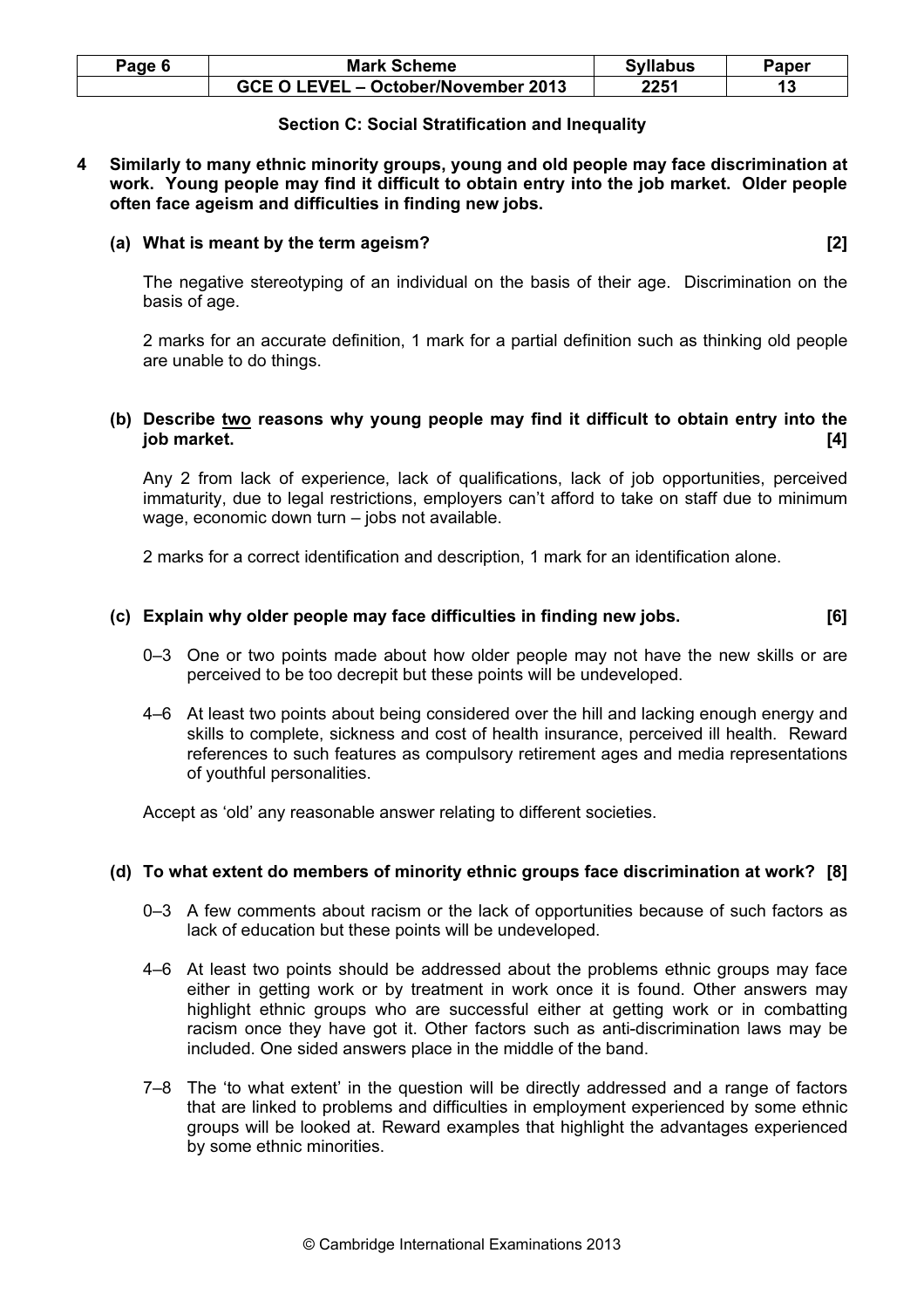## Section C: Social Stratification and Inequality

**4 Similarly to many ethnic minority groups, young and old people may face discrimination at work. Young people may find it difficult to obtain entry into the job market. Older people often face ageism and difficulties in finding new jobs.**

**(a) What is meant by the term ageism? [2]**

The negative stereotyping of an individual on the basis of their age. Discrimination on the basis of age.

2 marks for an accurate definition, 1 mark for a partial definition such as thinking old people are unable to do things.

**(b) Describe <u>two</u> reasons why young people may find it difficult to obtain entry into the job market. [4]**

Any 2 from lack of experience, lack of qualifications, lack of job opportunities, perceived immaturity, due to legal restrictions, employers can't afford to take on staff due to minimum wage, economic down turn – jobs not available.

2 marks for a correct identification and description, 1 mark for an identification alone.

**(c) Explain why older people may face difficulties in finding new jobs. [6]**

0–3 One or two points made about how older people may not have the new skills or are perceived to be too decrepit but these points will be undeveloped.

4–6 At least two points about being considered over the hill and lacking enough energy and skills to complete, sickness and cost of health insurance, perceived ill health. Reward references to such features as compulsory retirement ages and media representations of youthful personalities.

Accept as 'old' any reasonable answer relating to different societies.

**(d) To what extent do members of minority ethnic groups face discrimination at work? [8]**

0–3 A few comments about racism or the lack of opportunities because of such factors as lack of education but these points will be undeveloped.

4–6 At least two points should be addressed about the problems ethnic groups may face either in getting work or by treatment in work once it is found. Other answers may highlight ethnic groups who are successful either at getting work or in combatting racism once they have got it. Other factors such as anti-discrimination laws may be included. One sided answers place in the middle of the band.

7–8 The 'to what extent' in the question will be directly addressed and a range of factors that are linked to problems and difficulties in employment experienced by some ethnic groups will be looked at. Reward examples that highlight the advantages experienced by some ethnic minorities.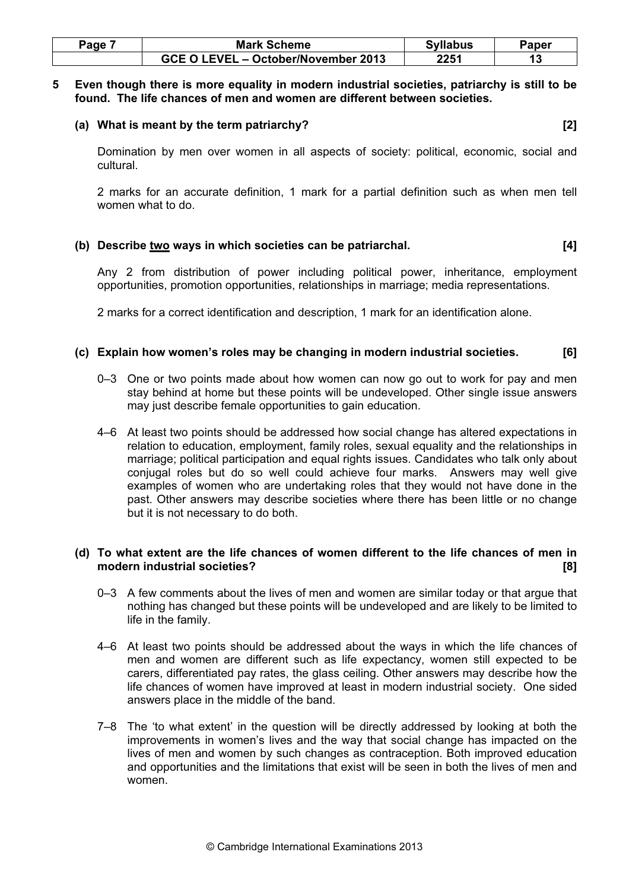**5 Even though there is more equality in modern industrial societies, patriarchy is still to be found. The life chances of men and women are different between societies.**

**(a) What is meant by the term patriarchy? [2]**

Domination by men over women in all aspects of society: political, economic, social and cultural.

2 marks for an accurate definition, 1 mark for a partial definition such as when men tell women what to do.

**(b) Describe two ways in which societies can be patriarchal. [4]**

Any 2 from distribution of power including political power, inheritance, employment opportunities, promotion opportunities, relationships in marriage; media representations.

2 marks for a correct identification and description, 1 mark for an identification alone.

**(c) Explain how women's roles may be changing in modern industrial societies. [6]**

0–3 One or two points made about how women can now go out to work for pay and men stay behind at home but these points will be undeveloped. Other single issue answers may just describe female opportunities to gain education.

4–6 At least two points should be addressed how social change has altered expectations in relation to education, employment, family roles, sexual equality and the relationships in marriage; political participation and equal rights issues. Candidates who talk only about conjugal roles but do so well could achieve four marks. Answers may well give examples of women who are undertaking roles that they would not have done in the past. Other answers may describe societies where there has been little or no change but it is not necessary to do both.

**(d) To what extent are the life chances of women different to the life chances of men in modern industrial societies? [8]**

0–3 A few comments about the lives of men and women are similar today or that argue that nothing has changed but these points will be undeveloped and are likely to be limited to life in the family.

4–6 At least two points should be addressed about the ways in which the life chances of men and women are different such as life expectancy, women still expected to be carers, differentiated pay rates, the glass ceiling. Other answers may describe how the life chances of women have improved at least in modern industrial society. One sided answers place in the middle of the band.

7–8 The 'to what extent' in the question will be directly addressed by looking at both the improvements in women's lives and the way that social change has impacted on the lives of men and women by such changes as contraception. Both improved education and opportunities and the limitations that exist will be seen in both the lives of men and women.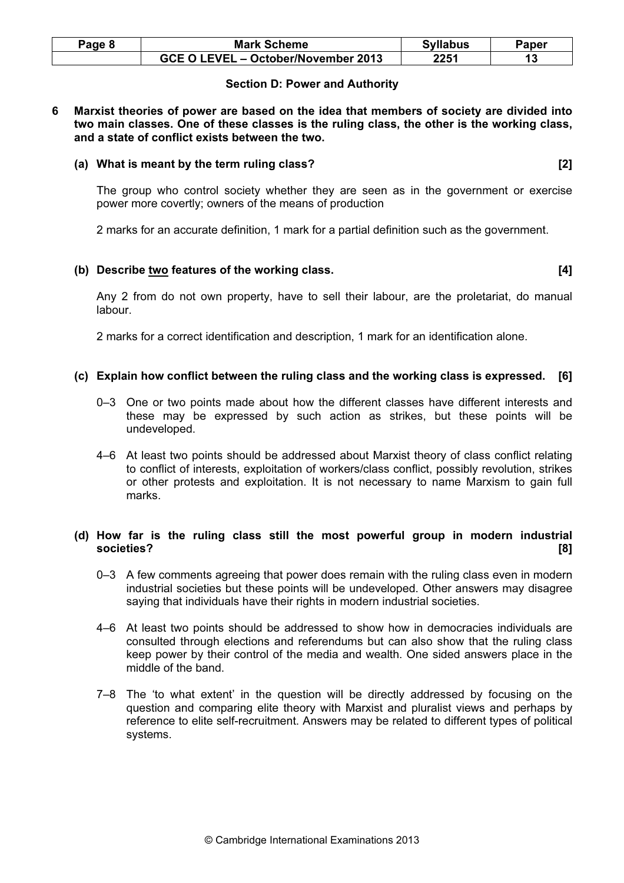## Section D: Power and Authority

**6 Marxist theories of power are based on the idea that members of society are divided into two main classes. One of these classes is the ruling class, the other is the working class, and a state of conflict exists between the two.**

**(a) What is meant by the term ruling class? [2]**

The group who control society whether they are seen as in the government or exercise power more covertly; owners of the means of production

2 marks for an accurate definition, 1 mark for a partial definition such as the government.

**(b) Describe two features of the working class. [4]**

Any 2 from do not own property, have to sell their labour, are the proletariat, do manual labour.

2 marks for a correct identification and description, 1 mark for an identification alone.

**(c) Explain how conflict between the ruling class and the working class is expressed. [6]**

0–3 One or two points made about how the different classes have different interests and these may be expressed by such action as strikes, but these points will be undeveloped.

4–6 At least two points should be addressed about Marxist theory of class conflict relating to conflict of interests, exploitation of workers/class conflict, possibly revolution, strikes or other protests and exploitation. It is not necessary to name Marxism to gain full marks.

**(d) How far is the ruling class still the most powerful group in modern industrial societies? [8]**

0–3 A few comments agreeing that power does remain with the ruling class even in modern industrial societies but these points will be undeveloped. Other answers may disagree saying that individuals have their rights in modern industrial societies.

4–6 At least two points should be addressed to show how in democracies individuals are consulted through elections and referendums but can also show that the ruling class keep power by their control of the media and wealth. One sided answers place in the middle of the band.

7–8 The 'to what extent' in the question will be directly addressed by focusing on the question and comparing elite theory with Marxist and pluralist views and perhaps by reference to elite self-recruitment. Answers may be related to different types of political systems.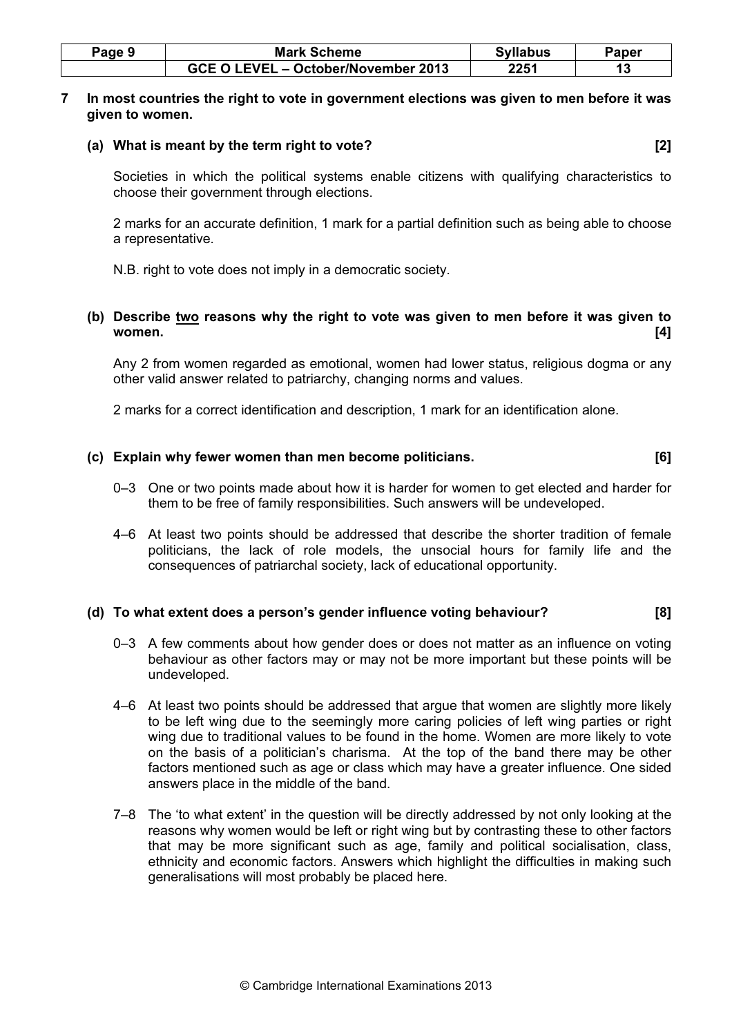**7 In most countries the right to vote in government elections was given to men before it was given to women.**

**(a) What is meant by the term right to vote? [2]**

Societies in which the political systems enable citizens with qualifying characteristics to choose their government through elections.

2 marks for an accurate definition, 1 mark for a partial definition such as being able to choose a representative.

N.B. right to vote does not imply in a democratic society.

**(b) Describe <u>two</u> reasons why the right to vote was given to men before it was given to women. [4]**

Any 2 from women regarded as emotional, women had lower status, religious dogma or any other valid answer related to patriarchy, changing norms and values.

2 marks for a correct identification and description, 1 mark for an identification alone.

**(c) Explain why fewer women than men become politicians. [6]**

0–3 One or two points made about how it is harder for women to get elected and harder for them to be free of family responsibilities. Such answers will be undeveloped.

4–6 At least two points should be addressed that describe the shorter tradition of female politicians, the lack of role models, the unsocial hours for family life and the consequences of patriarchal society, lack of educational opportunity.

**(d) To what extent does a person's gender influence voting behaviour? [8]**

0–3 A few comments about how gender does or does not matter as an influence on voting behaviour as other factors may or may not be more important but these points will be undeveloped.

4–6 At least two points should be addressed that argue that women are slightly more likely to be left wing due to the seemingly more caring policies of left wing parties or right wing due to traditional values to be found in the home. Women are more likely to vote on the basis of a politician's charisma. At the top of the band there may be other factors mentioned such as age or class which may have a greater influence. One sided answers place in the middle of the band.

7–8 The 'to what extent' in the question will be directly addressed by not only looking at the reasons why women would be left or right wing but by contrasting these to other factors that may be more significant such as age, family and political socialisation, class, ethnicity and economic factors. Answers which highlight the difficulties in making such generalisations will most probably be placed here.